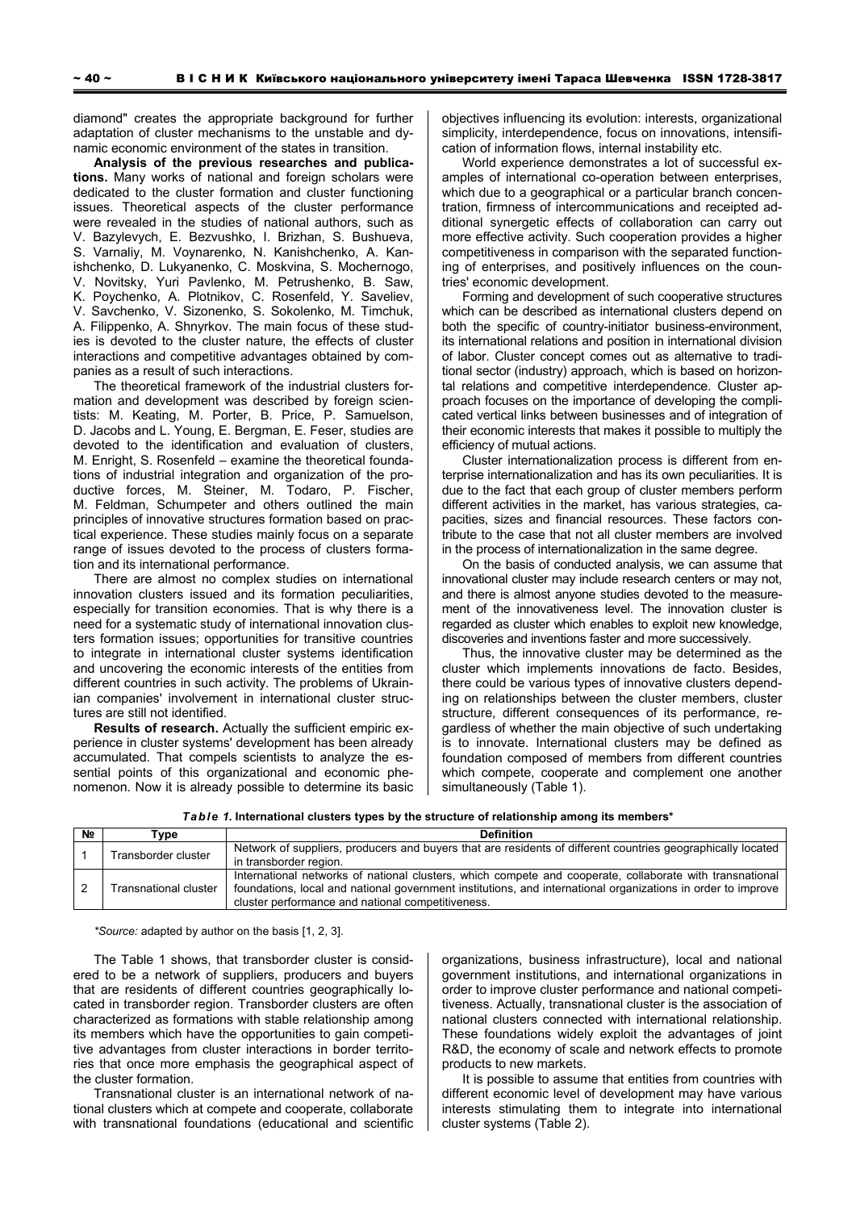diamond" creates the appropriate background for further adaptation of cluster mechanisms to the unstable and dynamic economic environment of the states in transition.

**Analysis of the previous researches and publications.** Many works of national and foreign scholars were dedicated to the cluster formation and cluster functioning issues. Theoretical aspects of the cluster performance were revealed in the studies of national authors, such as V. Bazylevych, E. Bezvushko, I. Brizhan, S. Bushueva, S. Varnaliy, M. Voynarenko, N. Kanishchenko, A. Kanishchenko, D. Lukyanenko, C. Moskvina, S. Mochernogo, V. Novitsky, Yuri Pavlenko, M. Petrushenko, B. Saw, K. Poychenko, A. Plotnikov, C. Rosenfeld, Y. Saveliev, V. Savchenko, V. Sizonenko, S. Sokolenko, M. Timchuk, A. Filippenko, A. Shnyrkov. The main focus of these studies is devoted to the cluster nature, the effects of cluster interactions and competitive advantages obtained by companies as a result of such interactions.

The theoretical framework of the industrial clusters formation and development was described by foreign scientists: M. Keating, M. Porter, B. Price, P. Samuelson, D. Jacobs and L. Young, E. Bergman, E. Feser, studies are devoted to the identification and evaluation of clusters, M. Enright, S. Rosenfeld – examine the theoretical foundations of industrial integration and organization of the productive forces, M. Steiner, M. Todaro, P. Fischer, M. Feldman, Schumpeter and others outlined the main principles of innovative structures formation based on practical experience. These studies mainly focus on a separate range of issues devoted to the process of clusters formation and its international performance.

There are almost no complex studies on international innovation clusters issued and its formation peculiarities, especially for transition economies. That is why there is a need for a systematic study of international innovation clusters formation issues; opportunities for transitive countries to integrate in international cluster systems identification and uncovering the economic interests of the entities from different countries in such activity. The problems of Ukrainian companies' involvement in international cluster structures are still not identified.

**Results of research.** Actually the sufficient empiric experience in cluster systems' development has been already accumulated. That compels scientists to analyze the essential points of this organizational and economic phenomenon. Now it is already possible to determine its basic objectives influencing its evolution: interests, organizational simplicity, interdependence, focus on innovations, intensification of information flows, internal instability etc.

World experience demonstrates a lot of successful examples of international co-operation between enterprises, which due to a geographical or a particular branch concentration, firmness of intercommunications and receipted additional synergetic effects of collaboration can carry out more effective activity. Such cooperation provides a higher competitiveness in comparison with the separated functioning of enterprises, and positively influences on the countries' economic development.

Forming and development of such cooperative structures which can be described as international clusters depend on both the specific of country-initiator business-environment, its international relations and position in international division of labor. Cluster concept comes out as alternative to traditional sector (industry) approach, which is based on horizontal relations and competitive interdependence. Cluster approach focuses on the importance of developing the complicated vertical links between businesses and of integration of their economic interests that makes it possible to multiply the efficiency of mutual actions.

Cluster internationalization process is different from enterprise internationalization and has its own peculiarities. It is due to the fact that each group of cluster members perform different activities in the market, has various strategies, capacities, sizes and financial resources. These factors contribute to the case that not all cluster members are involved in the process of internationalization in the same degree.

On the basis of conducted analysis, we can assume that innovational cluster may include research centers or may not, and there is almost anyone studies devoted to the measurement of the innovativeness level. The innovation cluster is regarded as cluster which enables to exploit new knowledge, discoveries and inventions faster and more successively.

Thus, the innovative cluster may be determined as the cluster which implements innovations de facto. Besides, there could be various types of innovative clusters depending on relationships between the cluster members, cluster structure, different consequences of its performance, regardless of whether the main objective of such undertaking is to innovate. International clusters may be defined as foundation composed of members from different countries which compete, cooperate and complement one another simultaneously (Table 1).

***Table 1.* International clusters types by the structure of relationship among its members***

| № | Type | Definition |
|---|---|---|
| 1 | Transborder cluster | Network of suppliers, producers and buyers that are residents of different countries geographically located in transborder region. |
| 2 | Transnational cluster | International networks of national clusters, which compete and cooperate, collaborate with transnational foundations, local and national government institutions, and international organizations in order to improve cluster performance and national competitiveness. |

**Source:* adapted by author on the basis [1, 2, 3].

The Table 1 shows, that transborder cluster is considered to be a network of suppliers, producers and buyers that are residents of different countries geographically located in transborder region. Transborder clusters are often characterized as formations with stable relationship among its members which have the opportunities to gain competitive advantages from cluster interactions in border territories that once more emphasis the geographical aspect of the cluster formation.

Transnational cluster is an international network of national clusters which at compete and cooperate, collaborate with transnational foundations (educational and scientific organizations, business infrastructure), local and national government institutions, and international organizations in order to improve cluster performance and national competitiveness. Actually, transnational cluster is the association of national clusters connected with international relationship. These foundations widely exploit the advantages of joint R&D, the economy of scale and network effects to promote products to new markets.

It is possible to assume that entities from countries with different economic level of development may have various interests stimulating them to integrate into international cluster systems (Table 2).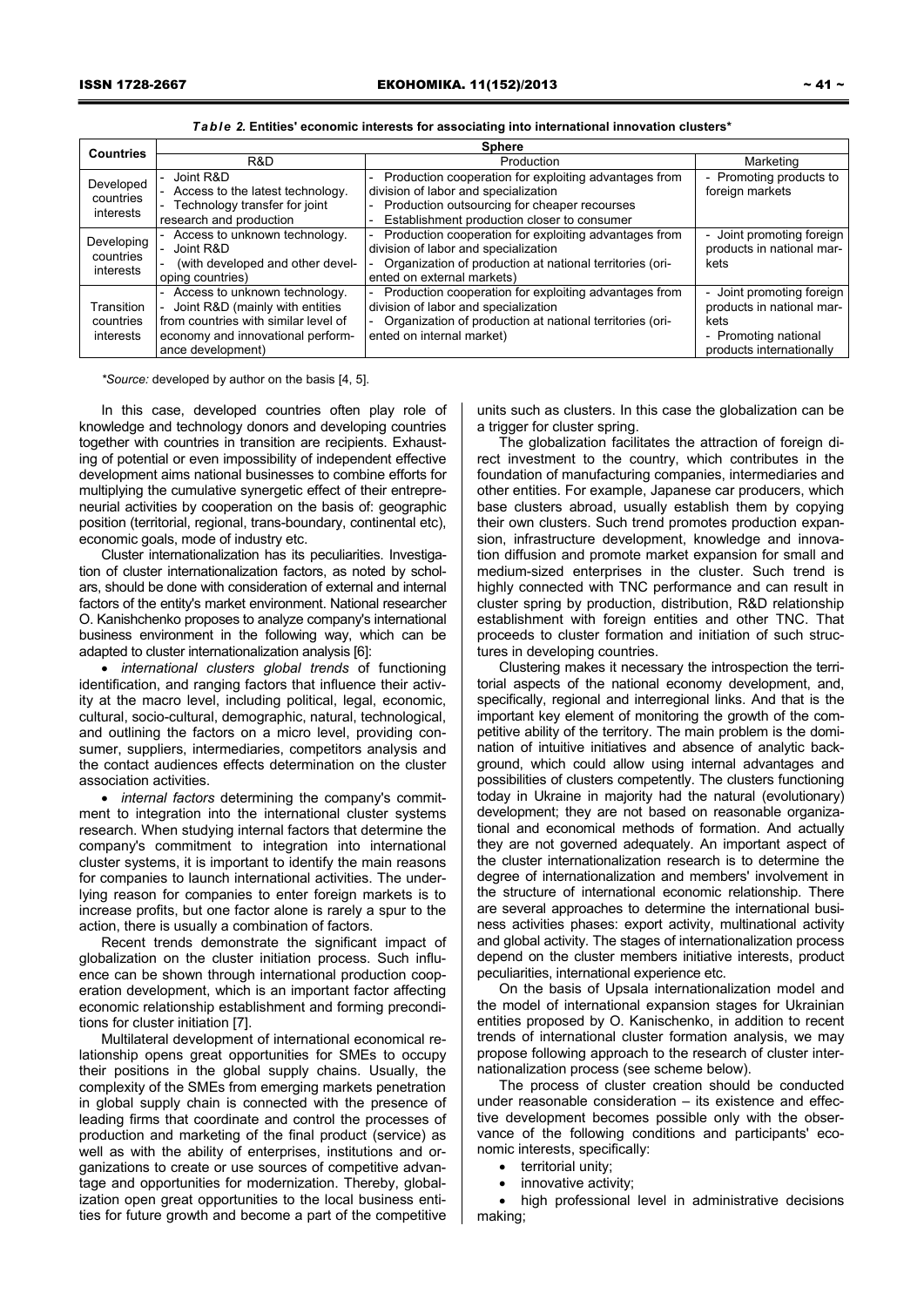*Table 2.* **Entities' economic interests for associating into international innovation clusters***

| Countries | Sphere | | |
|---|---|---|---|
| | R&D | Production | Marketing |
| Developed countries interests | - Joint R&D<br>- Access to the latest technology.<br>- Technology transfer for joint research and production | - Production cooperation for exploiting advantages from division of labor and specialization<br>- Production outsourcing for cheaper recourses<br>- Establishment production closer to consumer | - Promoting products to foreign markets |
| Developing countries interests | - Access to unknown technology.<br>- Joint R&D<br>- (with developed and other developing countries) | - Production cooperation for exploiting advantages from division of labor and specialization<br>- Organization of production at national territories (oriented on external markets) | - Joint promoting foreign products in national markets |
| Transition countries interests | - Access to unknown technology.<br>- Joint R&D (mainly with entities from countries with similar level of economy and innovational performance development) | - Production cooperation for exploiting advantages from division of labor and specialization<br>- Organization of production at national territories (oriented on internal market) | - Joint promoting foreign products in national markets<br>- Promoting national products internationally |

**Source:* developed by author on the basis [4, 5].

In this case, developed countries often play role of knowledge and technology donors and developing countries together with countries in transition are recipients. Exhausting of potential or even impossibility of independent effective development aims national businesses to combine efforts for multiplying the cumulative synergetic effect of their entrepreneurial activities by cooperation on the basis of: geographic position (territorial, regional, trans-boundary, continental etc), economic goals, mode of industry etc.

Cluster internationalization has its peculiarities. Investigation of cluster internationalization factors, as noted by scholars, should be done with consideration of external and internal factors of the entity's market environment. National researcher O. Kanishchenko proposes to analyze company's international business environment in the following way, which can be adapted to cluster internationalization analysis [6]:

- *international clusters global trends* of functioning identification, and ranging factors that influence their activity at the macro level, including political, legal, economic, cultural, socio-cultural, demographic, natural, technological, and outlining the factors on a micro level, providing consumer, suppliers, intermediaries, competitors analysis and the contact audiences effects determination on the cluster association activities.
- *internal factors* determining the company's commitment to integration into the international cluster systems research. When studying internal factors that determine the company's commitment to integration into international cluster systems, it is important to identify the main reasons for companies to launch international activities. The underlying reason for companies to enter foreign markets is to increase profits, but one factor alone is rarely a spur to the action, there is usually a combination of factors.

Recent trends demonstrate the significant impact of globalization on the cluster initiation process. Such influence can be shown through international production cooperation development, which is an important factor affecting economic relationship establishment and forming preconditions for cluster initiation [7].

Multilateral development of international economical relationship opens great opportunities for SMEs to occupy their positions in the global supply chains. Usually, the complexity of the SMEs from emerging markets penetration in global supply chain is connected with the presence of leading firms that coordinate and control the processes of production and marketing of the final product (service) as well as with the ability of enterprises, institutions and organizations to create or use sources of competitive advantage and opportunities for modernization. Thereby, globalization open great opportunities to the local business entities for future growth and become a part of the competitive units such as clusters. In this case the globalization can be a trigger for cluster spring.

The globalization facilitates the attraction of foreign direct investment to the country, which contributes in the foundation of manufacturing companies, intermediaries and other entities. For example, Japanese car producers, which base clusters abroad, usually establish them by copying their own clusters. Such trend promotes production expansion, infrastructure development, knowledge and innovation diffusion and promote market expansion for small and medium-sized enterprises in the cluster. Such trend is highly connected with TNC performance and can result in cluster spring by production, distribution, R&D relationship establishment with foreign entities and other TNC. That proceeds to cluster formation and initiation of such structures in developing countries.

Clustering makes it necessary the introspection the territorial aspects of the national economy development, and, specifically, regional and interregional links. And that is the important key element of monitoring the growth of the competitive ability of the territory. The main problem is the domination of intuitive initiatives and absence of analytic background, which could allow using internal advantages and possibilities of clusters competently. The clusters functioning today in Ukraine in majority had the natural (evolutionary) development; they are not based on reasonable organizational and economical methods of formation. And actually they are not governed adequately. An important aspect of the cluster internationalization research is to determine the degree of internationalization and members' involvement in the structure of international economic relationship. There are several approaches to determine the international business activities phases: export activity, multinational activity and global activity. The stages of internationalization process depend on the cluster members initiative interests, product peculiarities, international experience etc.

On the basis of Upsala internationalization model and the model of international expansion stages for Ukrainian entities proposed by O. Kanischenko, in addition to recent trends of international cluster formation analysis, we may propose following approach to the research of cluster internationalization process (see scheme below).

The process of cluster creation should be conducted under reasonable consideration – its existence and effective development becomes possible only with the observance of the following conditions and participants' economic interests, specifically:

- territorial unity;
- innovative activity;
- high professional level in administrative decisions making;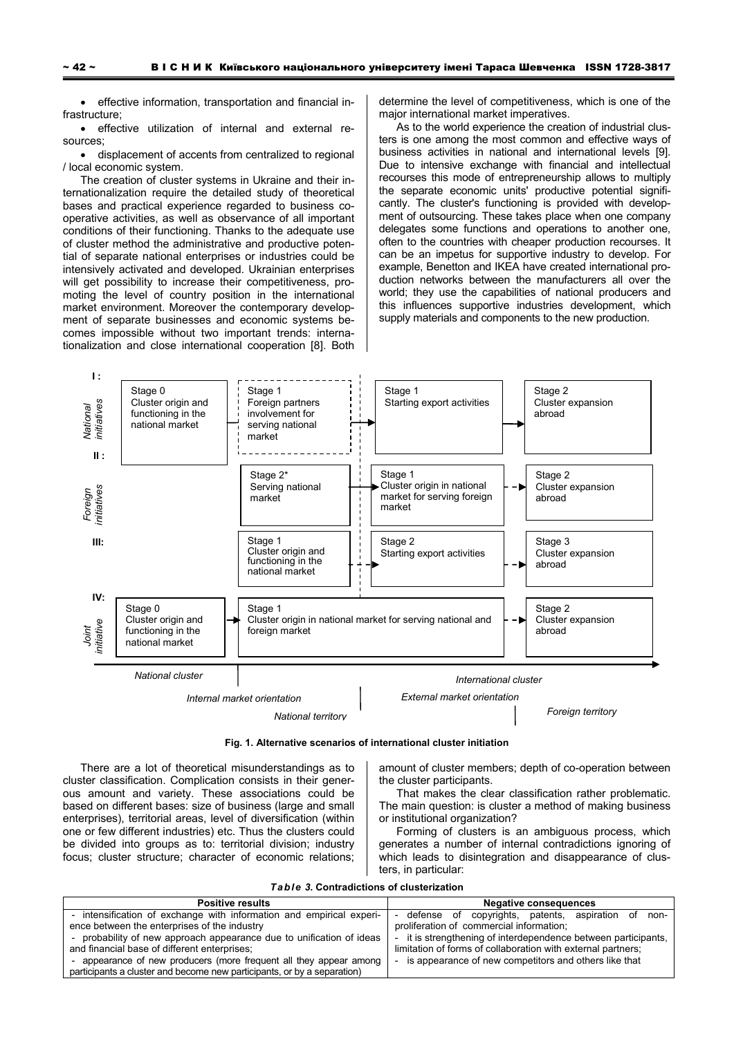- effective information, transportation and financial infrastructure;
- effective utilization of internal and external resources;
- displacement of accents from centralized to regional / local economic system.

The creation of cluster systems in Ukraine and their internationalization require the detailed study of theoretical bases and practical experience regarded to business cooperative activities, as well as observance of all important conditions of their functioning. Thanks to the adequate use of cluster method the administrative and productive potential of separate national enterprises or industries could be intensively activated and developed. Ukrainian enterprises will get possibility to increase their competitiveness, promoting the level of country position in the international market environment. Moreover the contemporary development of separate businesses and economic systems becomes impossible without two important trends: internationalization and close international cooperation [8]. Both determine the level of competitiveness, which is one of the major international market imperatives.

As to the world experience the creation of industrial clusters is one among the most common and effective ways of business activities in national and international levels [9]. Due to intensive exchange with financial and intellectual recourses this mode of entrepreneurship allows to multiply the separate economic units' productive potential significantly. The cluster's functioning is provided with development of outsourcing. These takes place when one company delegates some functions and operations to another one, often to the countries with cheaper production recourses. It can be an impetus for supportive industry to develop. For example, Benetton and IKEA have created international production networks between the manufacturers all over the world; they use the capabilities of national producers and this influences supportive industries development, which supply materials and components to the new production.

| | | | | |
|---|---|---|---|---|
| **I:** *National initiatives* | Stage 0 Cluster origin and functioning in the national market | Stage 1 Foreign partners involvement for serving national market | Stage 1 Starting export activities | Stage 2 Cluster expansion abroad |
| **II:** *Foreign initiatives* | | Stage 2* Serving national market | Stage 1 Cluster origin in national market for serving foreign market | Stage 2 Cluster expansion abroad |
| **III:** | | Stage 1 Cluster origin and functioning in the national market | Stage 2 Starting export activities | Stage 3 Cluster expansion abroad |
| **IV:** *Joint initiative* | Stage 0 Cluster origin and functioning in the national market | Stage 1 Cluster origin in national market for serving national and foreign market | | Stage 2 Cluster expansion abroad |
| | *National cluster* | *International cluster* | | |
| | *Internal market orientation* | | *External market orientation* | |
| | *National territory* | | | *Foreign territory* |

**Fig. 1. Alternative scenarios of international cluster initiation**

There are a lot of theoretical misunderstandings as to cluster classification. Complication consists in their generous amount and variety. These associations could be based on different bases: size of business (large and small enterprises), territorial areas, level of diversification (within one or few different industries) etc. Thus the clusters could be divided into groups as to: territorial division; industry focus; cluster structure; character of economic relations; amount of cluster members; depth of co-operation between the cluster participants.

That makes the clear classification rather problematic. The main question: is cluster a method of making business or institutional organization?

Forming of clusters is an ambiguous process, which generates a number of internal contradictions ignoring of which leads to disintegration and disappearance of clusters, in particular:

***Table 3.* Contradictions of clusterization**

| Positive results | Negative consequences |
|---|---|
| - intensification of exchange with information and empirical experience between the enterprises of the industry<br>- probability of new approach appearance due to unification of ideas and financial base of different enterprises;<br>- appearance of new producers (more frequent all they appear among participants a cluster and become new participants, or by a separation) | - defense of copyrights, patents, aspiration of non-proliferation of commercial information;<br>- it is strengthening of interdependence between participants, limitation of forms of collaboration with external partners;<br>- is appearance of new competitors and others like that |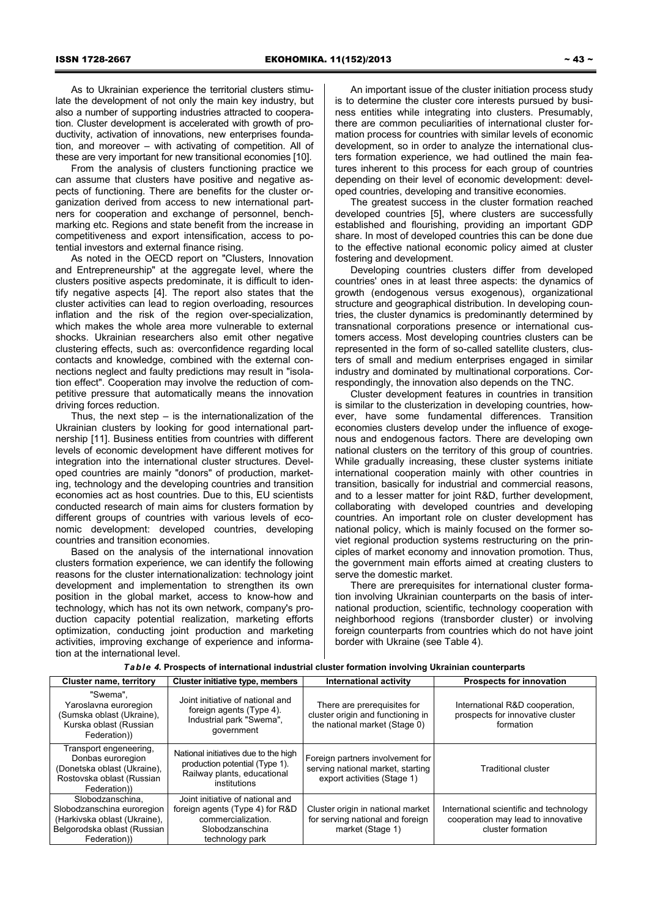As to Ukrainian experience the territorial clusters stimulate the development of not only the main key industry, but also a number of supporting industries attracted to cooperation. Cluster development is accelerated with growth of productivity, activation of innovations, new enterprises foundation, and moreover – with activating of competition. All of these are very important for new transitional economies [10].

From the analysis of clusters functioning practice we can assume that clusters have positive and negative aspects of functioning. There are benefits for the cluster organization derived from access to new international partners for cooperation and exchange of personnel, benchmarking etc. Regions and state benefit from the increase in competitiveness and export intensification, access to potential investors and external finance rising.

As noted in the OECD report on "Clusters, Innovation and Entrepreneurship" at the aggregate level, where the clusters positive aspects predominate, it is difficult to identify negative aspects [4]. The report also states that the cluster activities can lead to region overloading, resources inflation and the risk of the region over-specialization, which makes the whole area more vulnerable to external shocks. Ukrainian researchers also emit other negative clustering effects, such as: overconfidence regarding local contacts and knowledge, combined with the external connections neglect and faulty predictions may result in "isolation effect". Cooperation may involve the reduction of competitive pressure that automatically means the innovation driving forces reduction.

Thus, the next step – is the internationalization of the Ukrainian clusters by looking for good international partnership [11]. Business entities from countries with different levels of economic development have different motives for integration into the international cluster structures. Developed countries are mainly "donors" of production, marketing, technology and the developing countries and transition economies act as host countries. Due to this, EU scientists conducted research of main aims for clusters formation by different groups of countries with various levels of economic development: developed countries, developing countries and transition economies.

Based on the analysis of the international innovation clusters formation experience, we can identify the following reasons for the cluster internationalization: technology joint development and implementation to strengthen its own position in the global market, access to know-how and technology, which has not its own network, company's production capacity potential realization, marketing efforts optimization, conducting joint production and marketing activities, improving exchange of experience and information at the international level.

An important issue of the cluster initiation process study is to determine the cluster core interests pursued by business entities while integrating into clusters. Presumably, there are common peculiarities of international cluster formation process for countries with similar levels of economic development, so in order to analyze the international clusters formation experience, we had outlined the main features inherent to this process for each group of countries depending on their level of economic development: developed countries, developing and transitive economies.

The greatest success in the cluster formation reached developed countries [5], where clusters are successfully established and flourishing, providing an important GDP share. In most of developed countries this can be done due to the effective national economic policy aimed at cluster fostering and development.

Developing countries clusters differ from developed countries' ones in at least three aspects: the dynamics of growth (endogenous versus exogenous), organizational structure and geographical distribution. In developing countries, the cluster dynamics is predominantly determined by transnational corporations presence or international customers access. Most developing countries clusters can be represented in the form of so-called satellite clusters, clusters of small and medium enterprises engaged in similar industry and dominated by multinational corporations. Correspondingly, the innovation also depends on the TNC.

Cluster development features in countries in transition is similar to the clusterization in developing countries, however, have some fundamental differences. Transition economies clusters develop under the influence of exogenous and endogenous factors. There are developing own national clusters on the territory of this group of countries. While gradually increasing, these cluster systems initiate international cooperation mainly with other countries in transition, basically for industrial and commercial reasons, and to a lesser matter for joint R&D, further development, collaborating with developed countries and developing countries. An important role on cluster development has national policy, which is mainly focused on the former soviet regional production systems restructuring on the principles of market economy and innovation promotion. Thus, the government main efforts aimed at creating clusters to serve the domestic market.

There are prerequisites for international cluster formation involving Ukrainian counterparts on the basis of international production, scientific, technology cooperation with neighborhood regions (transborder cluster) or involving foreign counterparts from countries which do not have joint border with Ukraine (see Table 4).

*Table 4.* **Prospects of international industrial cluster formation involving Ukrainian counterparts**

| Cluster name, territory | Cluster initiative type, members | International activity | Prospects for innovation |
|---|---|---|---|
| "Swema", Yaroslavna euroregion (Sumska oblast (Ukraine), Kurska oblast (Russian Federation)) | Joint initiative of national and foreign agents (Type 4). Industrial park "Swema", government | There are prerequisites for cluster origin and functioning in the national market (Stage 0) | International R&D cooperation, prospects for innovative cluster formation |
| Transport engeneering, Donbas euroregion (Donetska oblast (Ukraine), Rostovska oblast (Russian Federation)) | National initiatives due to the high production potential (Type 1). Railway plants, educational institutions | Foreign partners involvement for serving national market, starting export activities (Stage 1) | Traditional cluster |
| Slobodzanschina, Slobodzanschina euroregion (Harkivska oblast (Ukraine), Belgorodska oblast (Russian Federation)) | Joint initiative of national and foreign agents (Type 4) for R&D commercialization. Slobodzanschina technology park | Cluster origin in national market for serving national and foreign market (Stage 1) | International scientific and technology cooperation may lead to innovative cluster formation |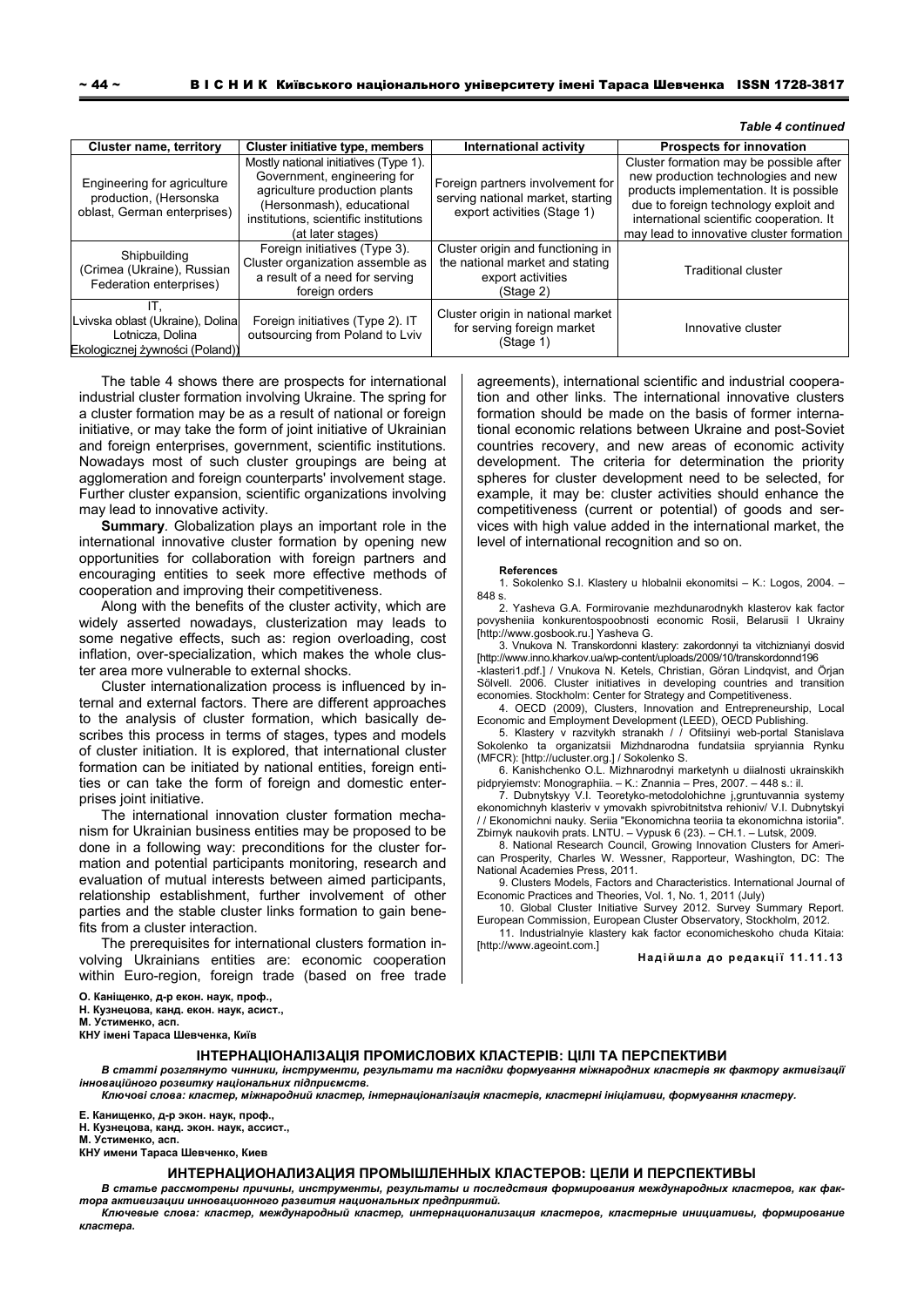*Table 4 continued*

| Cluster name, territory | Cluster initiative type, members | International activity | Prospects for innovation |
|---|---|---|---|
| Engineering for agriculture production, (Hersonska oblast, German enterprises) | Mostly national initiatives (Type 1). Government, engineering for agriculture production plants (Hersonmash), educational institutions, scientific institutions (at later stages) | Foreign partners involvement for serving national market, starting export activities (Stage 1) | Cluster formation may be possible after new production technologies and new products implementation. It is possible due to foreign technology exploit and international scientific cooperation. It may lead to innovative cluster formation |
| Shipbuilding (Crimea (Ukraine), Russian Federation enterprises) | Foreign initiatives (Type 3). Cluster organization assemble as a result of a need for serving foreign orders | Cluster origin and functioning in the national market and stating export activities (Stage 2) | Traditional cluster |
| IT, Lvivska oblast (Ukraine), Dolina Lotnicza, Dolina Ekologicznej żywności (Poland)) | Foreign initiatives (Type 2). IT outsourcing from Poland to Lviv | Cluster origin in national market for serving foreign market (Stage 1) | Innovative cluster |

The table 4 shows there are prospects for international industrial cluster formation involving Ukraine. The spring for a cluster formation may be as a result of national or foreign initiative, or may take the form of joint initiative of Ukrainian and foreign enterprises, government, scientific institutions. Nowadays most of such cluster groupings are being at agglomeration and foreign counterparts' involvement stage. Further cluster expansion, scientific organizations involving may lead to innovative activity.

**Summary**. Globalization plays an important role in the international innovative cluster formation by opening new opportunities for collaboration with foreign partners and encouraging entities to seek more effective methods of cooperation and improving their competitiveness.

Along with the benefits of the cluster activity, which are widely asserted nowadays, clusterization may leads to some negative effects, such as: region overloading, cost inflation, over-specialization, which makes the whole cluster area more vulnerable to external shocks.

Cluster internationalization process is influenced by internal and external factors. There are different approaches to the analysis of cluster formation, which basically describes this process in terms of stages, types and models of cluster initiation. It is explored, that international cluster formation can be initiated by national entities, foreign entities or can take the form of foreign and domestic enterprises joint initiative.

The international innovation cluster formation mechanism for Ukrainian business entities may be proposed to be done in a following way: preconditions for the cluster formation and potential participants monitoring, research and evaluation of mutual interests between aimed participants, relationship establishment, further involvement of other parties and the stable cluster links formation to gain benefits from a cluster interaction.

The prerequisites for international clusters formation involving Ukrainians entities are: economic cooperation within Euro-region, foreign trade (based on free trade agreements), international scientific and industrial cooperation and other links. The international innovative clusters formation should be made on the basis of former international economic relations between Ukraine and post-Soviet countries recovery, and new areas of economic activity development. The criteria for determination the priority spheres for cluster development need to be selected, for example, it may be: cluster activities should enhance the competitiveness (current or potential) of goods and services with high value added in the international market, the level of international recognition and so on.

#### References

1. Sokolenko S.I. Klastery u hlobalnii ekonomitsi – K.: Logos, 2004. – 848 s.
2. Yasheva G.A. Formirovanie mezhdunarodnykh klasterov kak factor povysheniia konkurentospoobnosti economic Rosii, Belarusii I Ukrainy [http://www.gosbook.ru.] Yasheva G.
3. Vnukova N. Transkordonni klastery: zakordonnyi ta vitchiznianyi dosvid [http://www.inno.kharkov.ua/wp-content/uploads/2009/10/transkordonnd196-klasteri1.pdf.] / Vnukova N. Ketels, Christian, Göran Lindqvist, and Örjan Sölvell. 2006. Cluster initiatives in developing countries and transition economies. Stockholm: Center for Strategy and Competitiveness.
4. OECD (2009), Clusters, Innovation and Entrepreneurship, Local Economic and Employment Development (LEED), OECD Publishing.
5. Klastery v razvitykh stranakh / / Ofitsiinyi web-portal Stanislava Sokolenko ta organizatsii Mizhdnarodna fundatsiia spryiannia Rynku (MFCR): [http://ucluster.org.] / Sokolenko S.
6. Kanishchenko O.L. Mizhnarodnyi marketynh u diialnosti ukrainskikh pidpryiemstv: Monographiia. – K.: Znannia – Pres, 2007. – 448 s.: il.
7. Dubnytskyy V.I. Teoretyko-metodolohichne j,gruntuvannia systemy ekonomichnyh klasteriv u ymovakh spivrobitnitstva rehioniv/ V.I. Dubnytskyi / / Ekonomichni nauky. Seriia "Ekonomichna teoriia ta ekonomichna istoriia". Zbirnyk naukovih prats. LNTU. – Vypusk 6 (23). – CH.1. – Lutsk, 2009.
8. National Research Council, Growing Innovation Clusters for American Prosperity, Charles W. Wessner, Rapporteur, Washington, DC: The National Academies Press, 2011.
9. Clusters Models, Factors and Characteristics. International Journal of Economic Practices and Theories, Vol. 1, No. 1, 2011 (July)
10. Global Cluster Initiative Survey 2012. Survey Summary Report. European Commission, European Cluster Observatory, Stockholm, 2012.
11. Industrialnyie klastery kak factor economicheskoho chuda Kitaia: [http://www.ageoint.com.]

**Надійшла до редакції 11.11.13**

**О. Каніщенко, д-р екон. наук, проф.,**
**Н. Кузнецова, канд. екон. наук, асист.,**
**М. Устименко, асп.**
**КНУ імені Тараса Шевченка, Київ**

### ІНТЕРНАЦІОНАЛІЗАЦІЯ ПРОМИСЛОВИХ КЛАСТЕРІВ: ЦІЛІ ТА ПЕРСПЕКТИВИ

***В статті розглянуто чинники, інструменти, результати та наслідки формування міжнародних кластерів як фактору активізації інноваційного розвитку національних підприємств.***

***Ключові слова: кластер, міжнародний кластер, інтернаціоналізація кластерів, кластерні ініціативи, формування кластеру.***

**Е. Канищенко, д-р экон. наук, проф.,**
**Н. Кузнецова, канд. экон. наук, ассист.,**
**М. Устименко, асп.**
**КНУ имени Тараса Шевченко, Киев**

### ИНТЕРНАЦИОНАЛИЗАЦИЯ ПРОМЫШЛЕННЫХ КЛАСТЕРОВ: ЦЕЛИ И ПЕРСПЕКТИВЫ

***В статье рассмотрены причины, инструменты, результаты и последствия формирования международных кластеров, как фактора активизации инновационного развития национальных предприятий.***

***Ключевые слова: кластер, международный кластер, интернационализация кластеров, кластерные инициативы, формирование кластера.***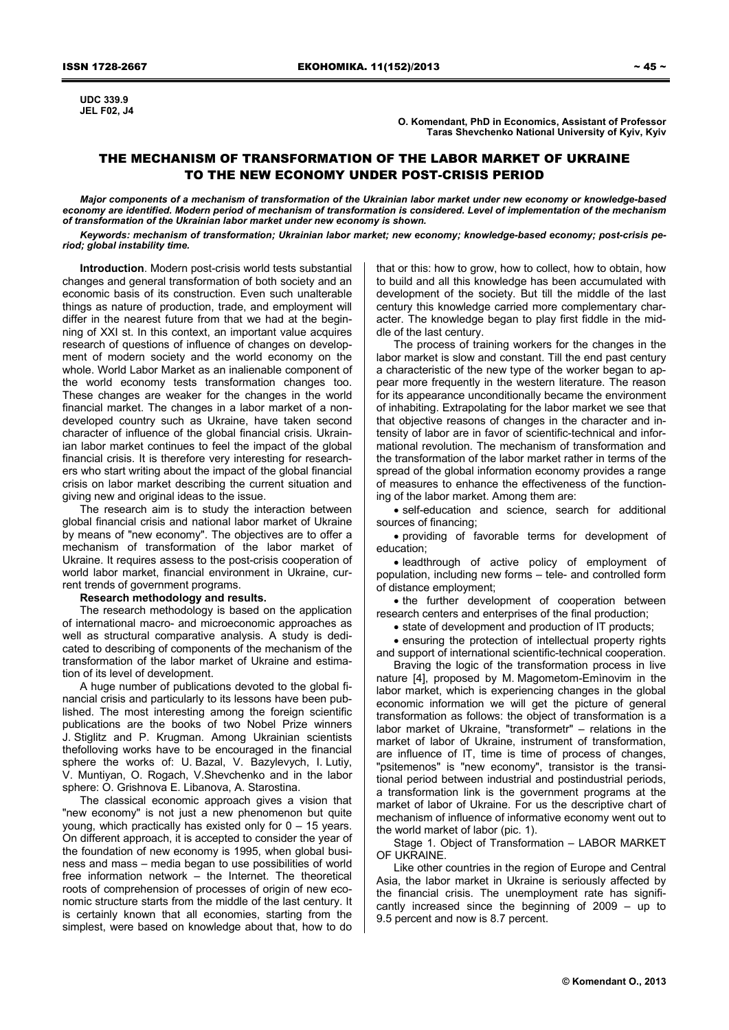UDC 339.9
JEL F02, J4

**O. Komendant, PhD in Economics, Assistant of Professor**
**Taras Shevchenko National University of Kyiv, Kyiv**

# THE MECHANISM OF TRANSFORMATION OF THE LABOR MARKET OF UKRAINE TO THE NEW ECONOMY UNDER POST-CRISIS PERIOD

***Major components of a mechanism of transformation of the Ukrainian labor market under new economy or knowledge-based economy are identified. Modern period of mechanism of transformation is considered. Level of implementation of the mechanism of transformation of the Ukrainian labor market under new economy is shown.***

***Keywords: mechanism of transformation; Ukrainian labor market; new economy; knowledge-based economy; post-crisis period; global instability time.***

**Introduction**. Modern post-crisis world tests substantial changes and general transformation of both society and an economic basis of its construction. Even such unalterable things as nature of production, trade, and employment will differ in the nearest future from that we had at the beginning of XXI st. In this context, an important value acquires research of questions of influence of changes on development of modern society and the world economy on the whole. World Labor Market as an inalienable component of the world economy tests transformation changes too. These changes are weaker for the changes in the world financial market. The changes in a labor market of a non-developed country such as Ukraine, have taken second character of influence of the global financial crisis. Ukrainian labor market continues to feel the impact of the global financial crisis. It is therefore very interesting for researchers who start writing about the impact of the global financial crisis on labor market describing the current situation and giving new and original ideas to the issue.

The research aim is to study the interaction between global financial crisis and national labor market of Ukraine by means of "new economy". The objectives are to offer a mechanism of transformation of the labor market of Ukraine. It requires assess to the post-crisis cooperation of world labor market, financial environment in Ukraine, current trends of government programs.

**Research methodology and results.**

The research methodology is based on the application of international macro- and microeconomic approaches as well as structural comparative analysis. A study is dedicated to describing of components of the mechanism of the transformation of the labor market of Ukraine and estimation of its level of development.

A huge number of publications devoted to the global financial crisis and particularly to its lessons have been published. The most interesting among the foreign scientific publications are the books of two Nobel Prize winners J. Stiglitz and P. Krugman. Among Ukrainian scientists thefolloving works have to be encouraged in the financial sphere the works of: U. Bazal, V. Bazylevych, I. Lutiy, V. Muntiyan, O. Rogach, V.Shevchenko and in the labor sphere: O. Grishnova E. Libanova, A. Starostina.

The classical economic approach gives a vision that "new economy" is not just a new phenomenon but quite young, which practically has existed only for 0 – 15 years. On different approach, it is accepted to consider the year of the foundation of new economy is 1995, when global business and mass – media began to use possibilities of world free information network – the Internet. The theoretical roots of comprehension of processes of origin of new economic structure starts from the middle of the last century. It is certainly known that all economies, starting from the simplest, were based on knowledge about that, how to do that or this: how to grow, how to collect, how to obtain, how to build and all this knowledge has been accumulated with development of the society. But till the middle of the last century this knowledge carried more complementary character. The knowledge began to play first fiddle in the middle of the last century.

The process of training workers for the changes in the labor market is slow and constant. Till the end past century a characteristic of the new type of the worker began to appear more frequently in the western literature. The reason for its appearance unconditionally became the environment of inhabiting. Extrapolating for the labor market we see that that objective reasons of changes in the character and intensity of labor are in favor of scientific-technical and informational revolution. The mechanism of transformation and the transformation of the labor market rather in terms of the spread of the global information economy provides a range of measures to enhance the effectiveness of the functioning of the labor market. Among them are:

- self-education and science, search for additional sources of financing;
- providing of favorable terms for development of education;
- leadthrough of active policy of employment of population, including new forms – tele- and controlled form of distance employment;
- the further development of cooperation between research centers and enterprises of the final production;
- state of development and production of IT products;
- ensuring the protection of intellectual property rights and support of international scientific-technical cooperation.

Braving the logic of the transformation process in live nature [4], proposed by M. Magometom-Eminovim in the labor market, which is experiencing changes in the global economic information we will get the picture of general transformation as follows: the object of transformation is a labor market of Ukraine, "transformetr" – relations in the market of labor of Ukraine, instrument of transformation, are influence of IT, time is time of process of changes, "psitemenos" is "new economy", transistor is the transitional period between industrial and postindustrial periods, a transformation link is the government programs at the market of labor of Ukraine. For us the descriptive chart of mechanism of influence of informative economy went out to the world market of labor (pic. 1).

Stage 1. Object of Transformation – LABOR MARKET OF UKRAINE.

Like other countries in the region of Europe and Central Asia, the labor market in Ukraine is seriously affected by the financial crisis. The unemployment rate has significantly increased since the beginning of 2009 – up to 9.5 percent and now is 8.7 percent.

© Komendant O., 2013